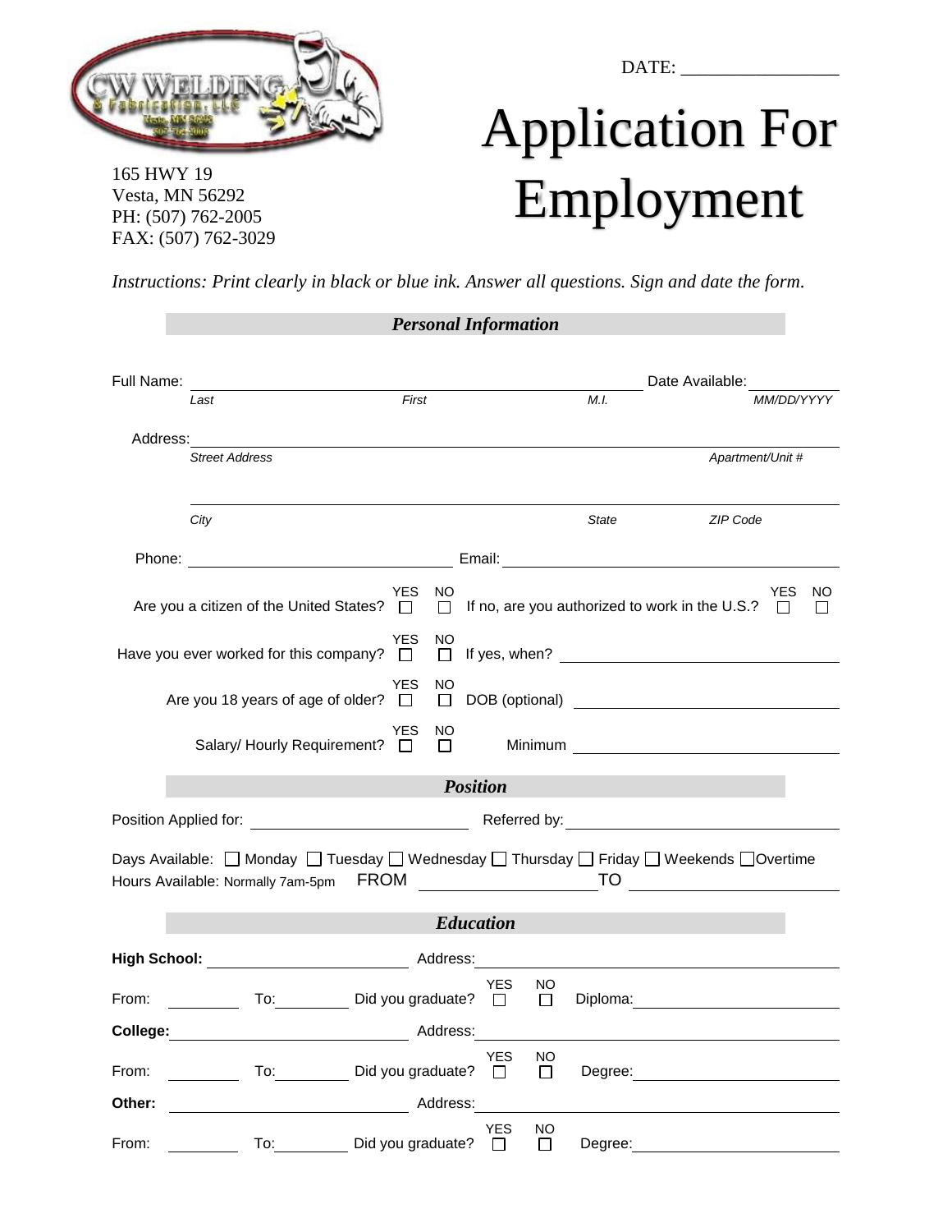DATE: ________________

165 HWY 19
Vesta, MN 56292
PH: (507) 762-2005
FAX: (507) 762-3029

# Application For Employment

*Instructions: Print clearly in black or blue ink. Answer all questions. Sign and date the form.*

## *Personal Information*

Full Name: ______________________________________________ Date Available: __________

*Last* *First* *M.I.* *MM/DD/YYYY*

Address: ______________________________________________

*Street Address* *Apartment/Unit #*

______________________________________________

*City* *State* *ZIP Code*

Phone: ____________________ Email: ____________________

Are you a citizen of the United States? YES ☐ NO ☐ If no, are you authorized to work in the U.S.? YES ☐ NO ☐

Have you ever worked for this company? YES ☐ NO ☐ If yes, when? ____________________

Are you 18 years of age of older? YES ☐ NO ☐ DOB (optional) ____________________

Salary/ Hourly Requirement? YES ☐ NO ☐ Minimum ____________________

## *Position*

Position Applied for: ____________________ Referred by: ____________________

Days Available: ☐ Monday ☐ Tuesday ☐ Wednesday ☐ Thursday ☐ Friday ☐ Weekends ☐ Overtime

Hours Available: Normally 7am-5pm FROM ____________ TO ____________

## *Education*

**High School:** ____________________ Address: ____________________

From: ________ To: ________ Did you graduate? YES ☐ NO ☐ Diploma: ____________________

**College:** ____________________ Address: ____________________

From: ________ To: ________ Did you graduate? YES ☐ NO ☐ Degree: ____________________

**Other:** ____________________ Address: ____________________

From: ________ To: ________ Did you graduate? YES ☐ NO ☐ Degree: ____________________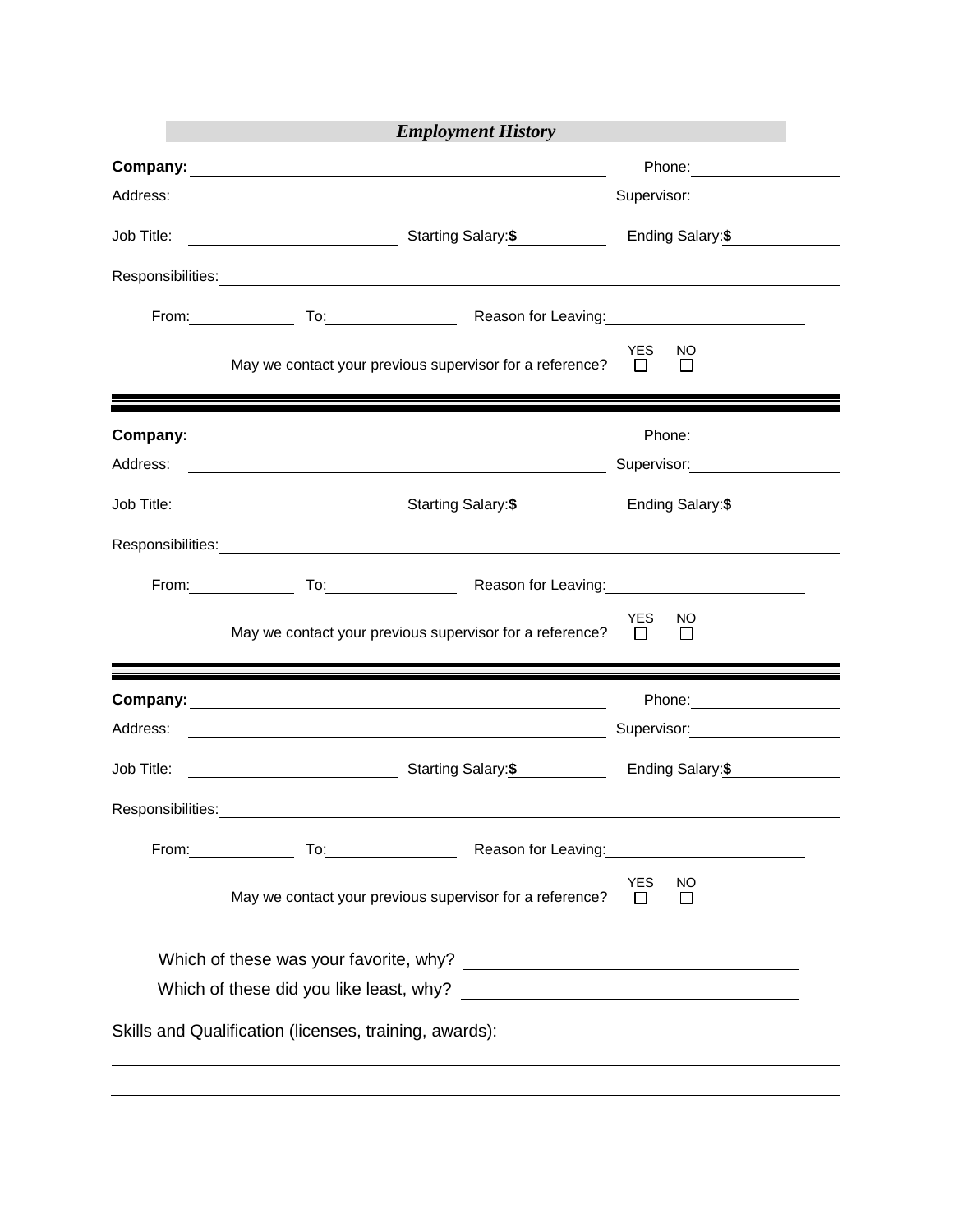## *Employment History*

**Company:** ______________________________ Phone: ____________

Address: ______________________________ Supervisor: ____________

Job Title: ______________ Starting Salary: **$** ________ Ending Salary: **$** ________

Responsibilities: ______________________________________________

From: ________ To: ________ Reason for Leaving: ______________

May we contact your previous supervisor for a reference? YES ☐ NO ☐

---

**Company:** ______________________________ Phone: ____________

Address: ______________________________ Supervisor: ____________

Job Title: ______________ Starting Salary: **$** ________ Ending Salary: **$** ________

Responsibilities: ______________________________________________

From: ________ To: ________ Reason for Leaving: ______________

May we contact your previous supervisor for a reference? YES ☐ NO ☐

---

**Company:** ______________________________ Phone: ____________

Address: ______________________________ Supervisor: ____________

Job Title: ______________ Starting Salary: **$** ________ Ending Salary: **$** ________

Responsibilities: ______________________________________________

From: ________ To: ________ Reason for Leaving: ______________

May we contact your previous supervisor for a reference? YES ☐ NO ☐

Which of these was your favorite, why? ______________________

Which of these did you like least, why? ______________________

Skills and Qualification (licenses, training, awards):

______________________________________________

______________________________________________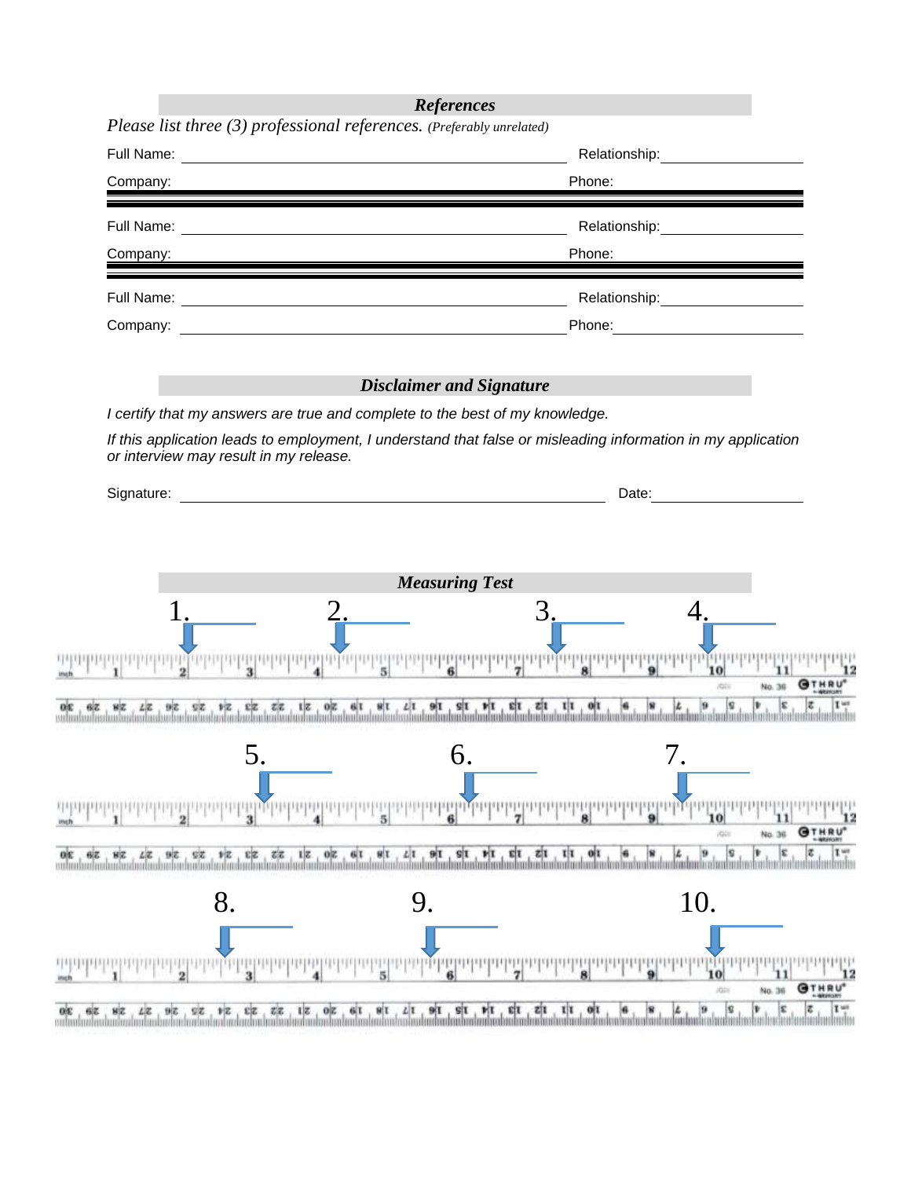## References

*Please list three (3) professional references. (Preferably unrelated)*

Full Name: ______________________ Relationship: ______________

Company: ______________________ Phone: ______________

Full Name: ______________________ Relationship: ______________

Company: ______________________ Phone: ______________

Full Name: ______________________ Relationship: ______________

Company: ______________________ Phone: ______________

## Disclaimer and Signature

*I certify that my answers are true and complete to the best of my knowledge.*

*If this application leads to employment, I understand that false or misleading information in my application or interview may result in my release.*

Signature: ______________________ Date: ______________

## Measuring Test

1. ________
2. ________
3. ________
4. ________
5. ________
6. ________
7. ________
8. ________
9. ________
10. ________